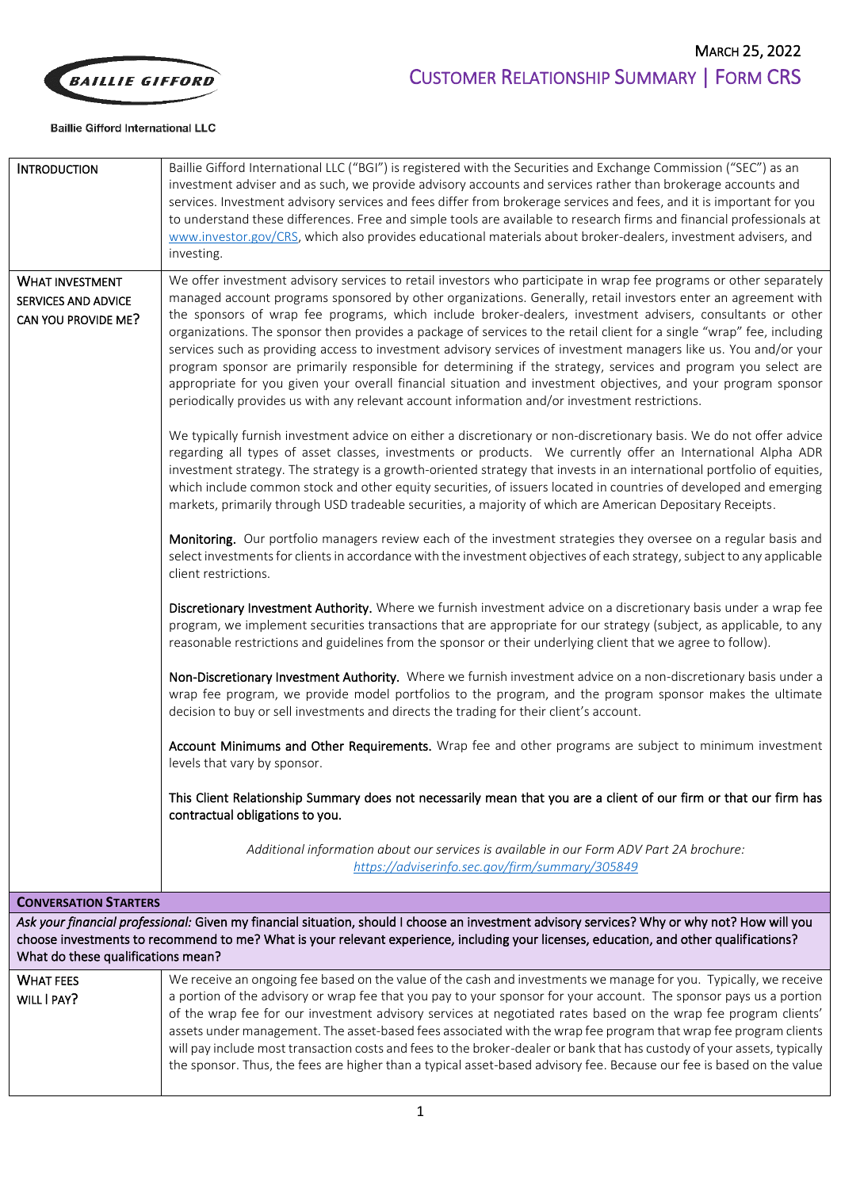Baillie Gifford International LLC

MARCH 25, 2022

# CUSTOMER RELATIONSHIP SUMMARY | FORM CRS

## INTRODUCTION

Baillie Gifford International LLC ("BGI") is registered with the Securities and Exchange Commission ("SEC") as an investment adviser and as such, we provide advisory accounts and services rather than brokerage accounts and services. Investment advisory services and fees differ from brokerage services and fees, and it is important for you to understand these differences. Free and simple tools are available to research firms and financial professionals at www.investor.gov/CRS, which also provides educational materials about broker-dealers, investment advisers, and investing.

## WHAT INVESTMENT SERVICES AND ADVICE CAN YOU PROVIDE ME?

We offer investment advisory services to retail investors who participate in wrap fee programs or other separately managed account programs sponsored by other organizations. Generally, retail investors enter an agreement with the sponsors of wrap fee programs, which include broker-dealers, investment advisers, consultants or other organizations. The sponsor then provides a package of services to the retail client for a single "wrap" fee, including services such as providing access to investment advisory services of investment managers like us. You and/or your program sponsor are primarily responsible for determining if the strategy, services and program you select are appropriate for you given your overall financial situation and investment objectives, and your program sponsor periodically provides us with any relevant account information and/or investment restrictions.

We typically furnish investment advice on either a discretionary or non-discretionary basis. We do not offer advice regarding all types of asset classes, investments or products. We currently offer an International Alpha ADR investment strategy. The strategy is a growth-oriented strategy that invests in an international portfolio of equities, which include common stock and other equity securities, of issuers located in countries of developed and emerging markets, primarily through USD tradeable securities, a majority of which are American Depositary Receipts.

**Monitoring.** Our portfolio managers review each of the investment strategies they oversee on a regular basis and select investments for clients in accordance with the investment objectives of each strategy, subject to any applicable client restrictions.

**Discretionary Investment Authority.** Where we furnish investment advice on a discretionary basis under a wrap fee program, we implement securities transactions that are appropriate for our strategy (subject, as applicable, to any reasonable restrictions and guidelines from the sponsor or their underlying client that we agree to follow).

**Non-Discretionary Investment Authority.** Where we furnish investment advice on a non-discretionary basis under a wrap fee program, we provide model portfolios to the program, and the program sponsor makes the ultimate decision to buy or sell investments and directs the trading for their client's account.

**Account Minimums and Other Requirements.** Wrap fee and other programs are subject to minimum investment levels that vary by sponsor.

**This Client Relationship Summary does not necessarily mean that you are a client of our firm or that our firm has contractual obligations to you.**

*Additional information about our services is available in our Form ADV Part 2A brochure: https://adviserinfo.sec.gov/firm/summary/305849*

## CONVERSATION STARTERS

*Ask your financial professional:* Given my financial situation, should I choose an investment advisory services? Why or why not? How will you choose investments to recommend to me? What is your relevant experience, including your licenses, education, and other qualifications? What do these qualifications mean?

## WHAT FEES WILL I PAY?

We receive an ongoing fee based on the value of the cash and investments we manage for you. Typically, we receive a portion of the advisory or wrap fee that you pay to your sponsor for your account. The sponsor pays us a portion of the wrap fee for our investment advisory services at negotiated rates based on the wrap fee program clients' assets under management. The asset-based fees associated with the wrap fee program that wrap fee program clients will pay include most transaction costs and fees to the broker-dealer or bank that has custody of your assets, typically the sponsor. Thus, the fees are higher than a typical asset-based advisory fee. Because our fee is based on the value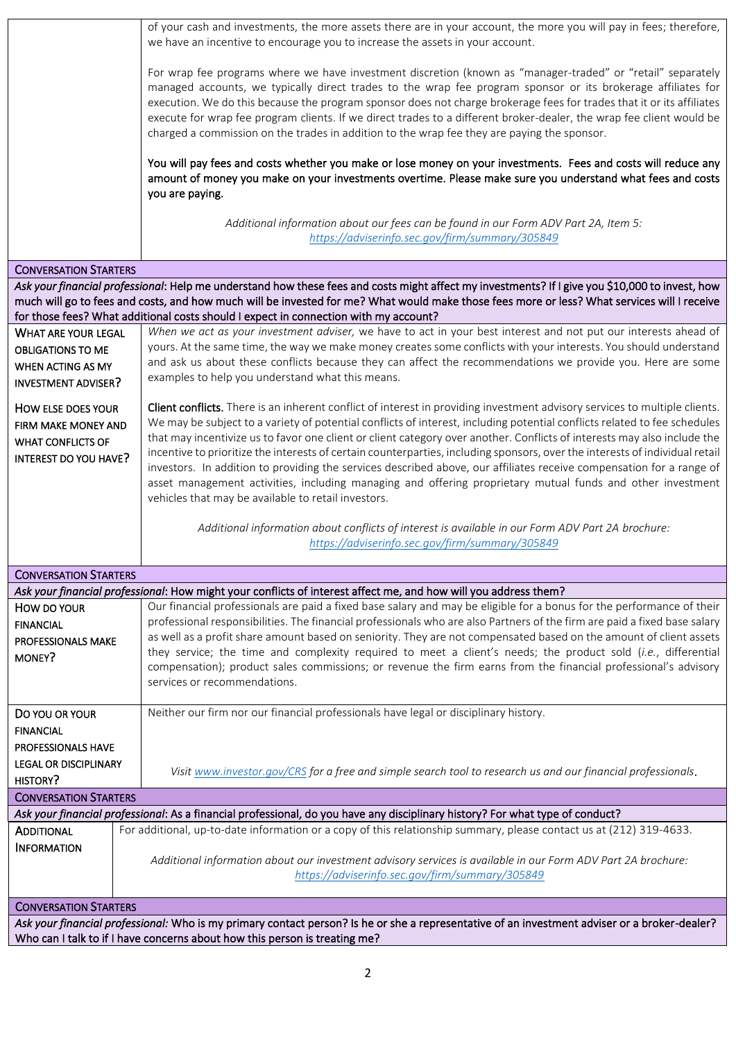of your cash and investments, the more assets there are in your account, the more you will pay in fees; therefore, we have an incentive to encourage you to increase the assets in your account.

For wrap fee programs where we have investment discretion (known as "manager-traded" or "retail" separately managed accounts, we typically direct trades to the wrap fee program sponsor or its brokerage affiliates for execution. We do this because the program sponsor does not charge brokerage fees for trades that it or its affiliates execute for wrap fee program clients. If we direct trades to a different broker-dealer, the wrap fee client would be charged a commission on the trades in addition to the wrap fee they are paying the sponsor.

**You will pay fees and costs whether you make or lose money on your investments. Fees and costs will reduce any amount of money you make on your investments overtime. Please make sure you understand what fees and costs you are paying.**

*Additional information about our fees can be found in our Form ADV Part 2A, Item 5: https://adviserinfo.sec.gov/firm/summary/305849*

**CONVERSATION STARTERS**

***Ask your financial professional*: Help me understand how these fees and costs might affect my investments? If I give you $10,000 to invest, how much will go to fees and costs, and how much will be invested for me? What would make those fees more or less? What services will I receive for those fees? What additional costs should I expect in connection with my account?**

## WHAT ARE YOUR LEGAL OBLIGATIONS TO ME WHEN ACTING AS MY INVESTMENT ADVISER?

## HOW ELSE DOES YOUR FIRM MAKE MONEY AND WHAT CONFLICTS OF INTEREST DO YOU HAVE?

*When we act as your investment adviser,* we have to act in your best interest and not put our interests ahead of yours. At the same time, the way we make money creates some conflicts with your interests. You should understand and ask us about these conflicts because they can affect the recommendations we provide you. Here are some examples to help you understand what this means.

**Client conflicts.** There is an inherent conflict of interest in providing investment advisory services to multiple clients. We may be subject to a variety of potential conflicts of interest, including potential conflicts related to fee schedules that may incentivize us to favor one client or client category over another. Conflicts of interests may also include the incentive to prioritize the interests of certain counterparties, including sponsors, over the interests of individual retail investors. In addition to providing the services described above, our affiliates receive compensation for a range of asset management activities, including managing and offering proprietary mutual funds and other investment vehicles that may be available to retail investors.

*Additional information about conflicts of interest is available in our Form ADV Part 2A brochure: https://adviserinfo.sec.gov/firm/summary/305849*

**CONVERSATION STARTERS**

***Ask your financial professional*: How might your conflicts of interest affect me, and how will you address them?**

## HOW DO YOUR FINANCIAL PROFESSIONALS MAKE MONEY?

Our financial professionals are paid a fixed base salary and may be eligible for a bonus for the performance of their professional responsibilities. The financial professionals who are also Partners of the firm are paid a fixed base salary as well as a profit share amount based on seniority. They are not compensated based on the amount of client assets they service; the time and complexity required to meet a client's needs; the product sold (*i.e.*, differential compensation); product sales commissions; or revenue the firm earns from the financial professional's advisory services or recommendations.

## DO YOU OR YOUR FINANCIAL PROFESSIONALS HAVE LEGAL OR DISCIPLINARY HISTORY?

Neither our firm nor our financial professionals have legal or disciplinary history.

*Visit www.investor.gov/CRS for a free and simple search tool to research us and our financial professionals.*

**CONVERSATION STARTERS**

***Ask your financial professional*: As a financial professional, do you have any disciplinary history? For what type of conduct?**

## ADDITIONAL INFORMATION

For additional, up-to-date information or a copy of this relationship summary, please contact us at (212) 319-4633.

*Additional information about our investment advisory services is available in our Form ADV Part 2A brochure: https://adviserinfo.sec.gov/firm/summary/305849*

**CONVERSATION STARTERS**

***Ask your financial professional:* Who is my primary contact person? Is he or she a representative of an investment adviser or a broker-dealer? Who can I talk to if I have concerns about how this person is treating me?**